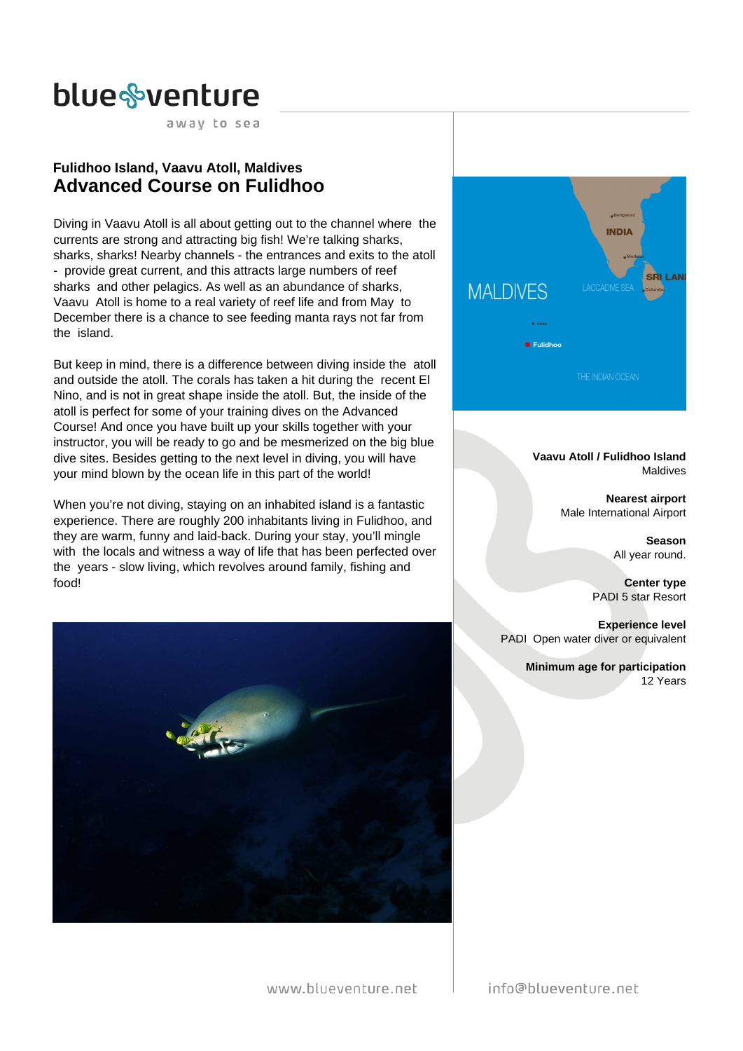blue venture
away to sea

### Fulidhoo Island, Vaavu Atoll, Maldives

# Advanced Course on Fulidhoo

Diving in Vaavu Atoll is all about getting out to the channel where the currents are strong and attracting big fish! We're talking sharks, sharks, sharks! Nearby channels - the entrances and exits to the atoll - provide great current, and this attracts large numbers of reef sharks and other pelagics. As well as an abundance of sharks, Vaavu Atoll is home to a real variety of reef life and from May to December there is a chance to see feeding manta rays not far from the island.

But keep in mind, there is a difference between diving inside the atoll and outside the atoll. The corals has taken a hit during the recent El Nino, and is not in great shape inside the atoll. But, the inside of the atoll is perfect for some of your training dives on the Advanced Course! And once you have built up your skills together with your instructor, you will be ready to go and be mesmerized on the big blue dive sites. Besides getting to the next level in diving, you will have your mind blown by the ocean life in this part of the world!

When you're not diving, staying on an inhabited island is a fantastic experience. There are roughly 200 inhabitants living in Fulidhoo, and they are warm, funny and laid-back. During your stay, you'll mingle with the locals and witness a way of life that has been perfected over the years - slow living, which revolves around family, fishing and food!

**Vaavu Atoll / Fulidhoo Island**
Maldives

**Nearest airport**
Male International Airport

**Season**
All year round.

**Center type**
PADI 5 star Resort

**Experience level**
PADI Open water diver or equivalent

**Minimum age for participation**
12 Years

www.blueventure.net info@blueventure.net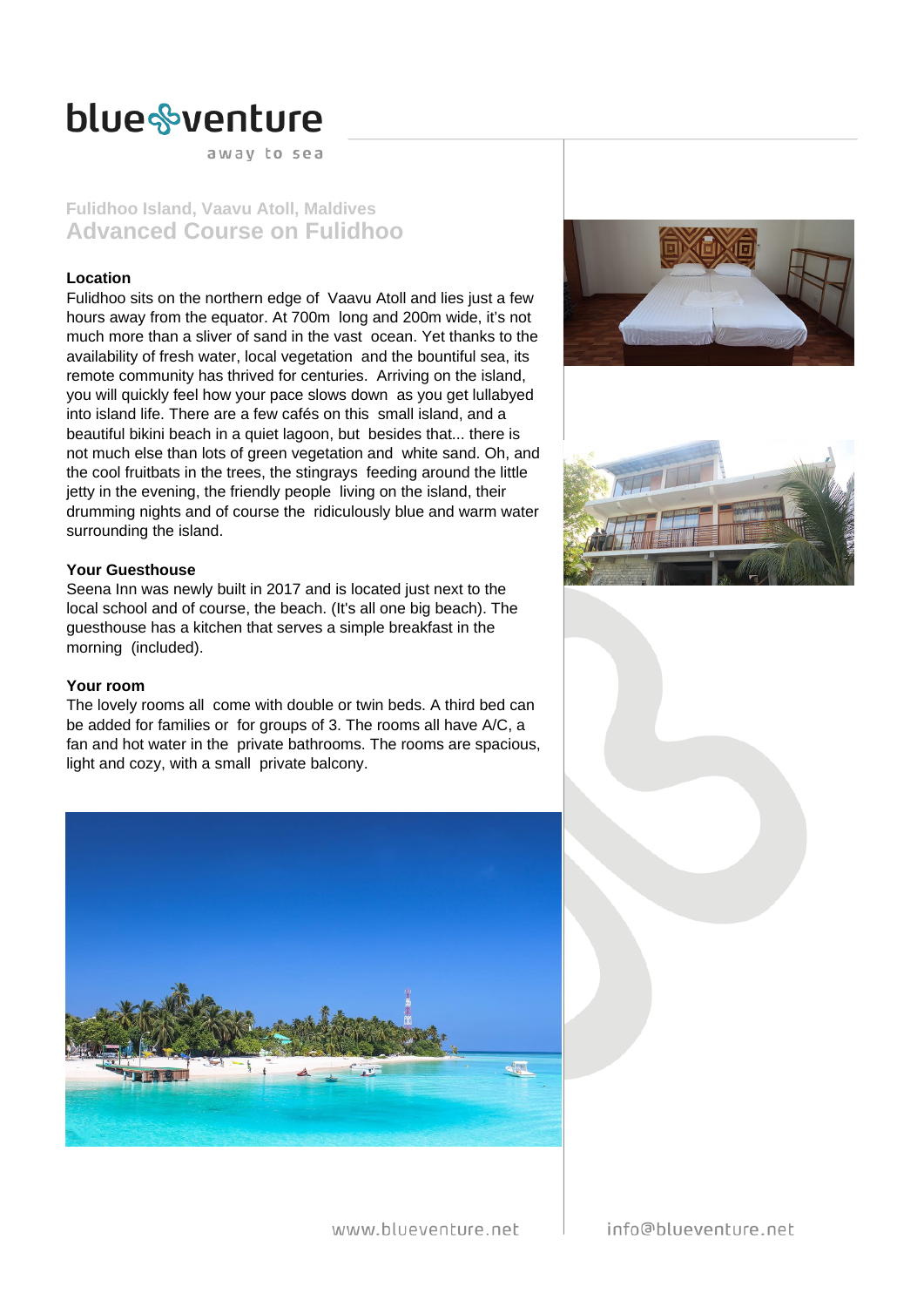Fulidhoo Island, Vaavu Atoll, Maldives

## Advanced Course on Fulidhoo

### Location

Fulidhoo sits on the northern edge of Vaavu Atoll and lies just a few hours away from the equator. At 700m long and 200m wide, it's not much more than a sliver of sand in the vast ocean. Yet thanks to the availability of fresh water, local vegetation and the bountiful sea, its remote community has thrived for centuries. Arriving on the island, you will quickly feel how your pace slows down as you get lullabyed into island life. There are a few cafés on this small island, and a beautiful bikini beach in a quiet lagoon, but besides that... there is not much else than lots of green vegetation and white sand. Oh, and the cool fruitbats in the trees, the stingrays feeding around the little jetty in the evening, the friendly people living on the island, their drumming nights and of course the ridiculously blue and warm water surrounding the island.

### Your Guesthouse

Seena Inn was newly built in 2017 and is located just next to the local school and of course, the beach. (It's all one big beach). The guesthouse has a kitchen that serves a simple breakfast in the morning (included).

### Your room

The lovely rooms all come with double or twin beds. A third bed can be added for families or for groups of 3. The rooms all have A/C, a fan and hot water in the private bathrooms. The rooms are spacious, light and cozy, with a small private balcony.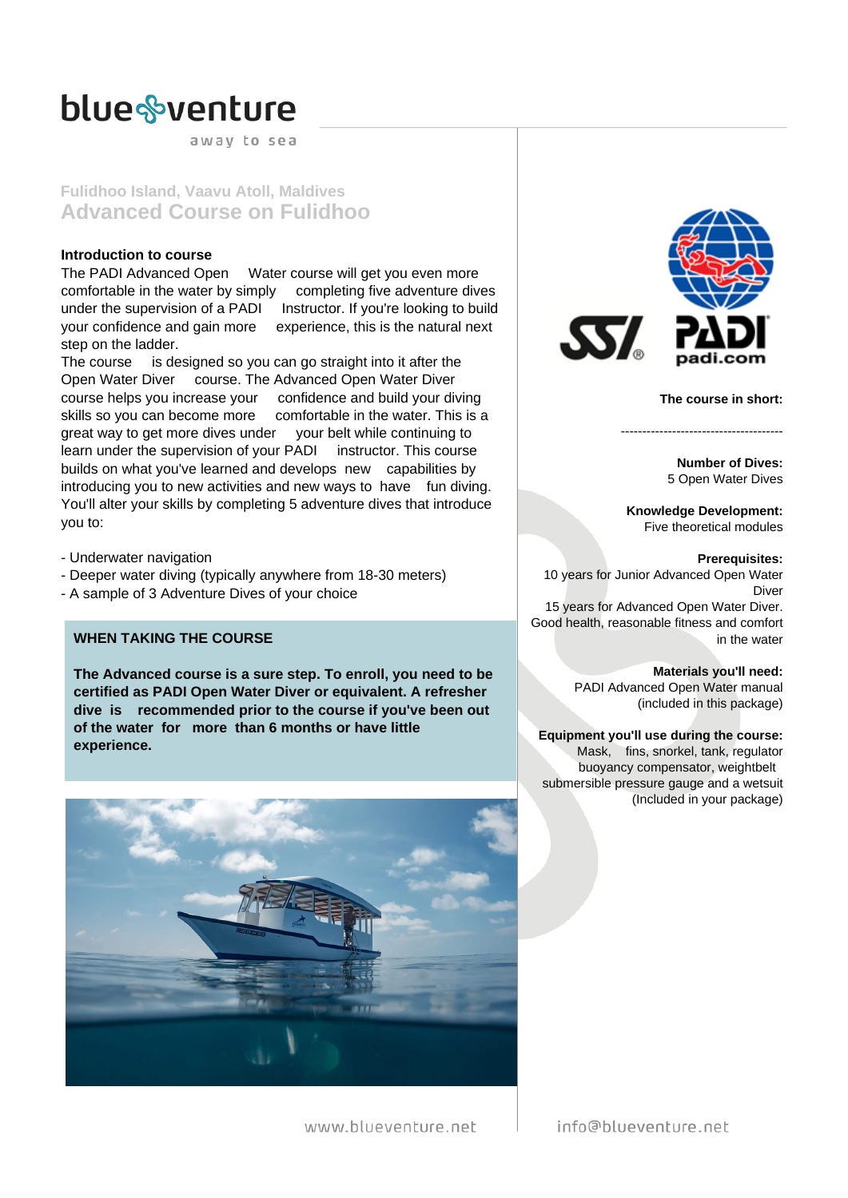Fulidhoo Island, Vaavu Atoll, Maldives

# Advanced Course on Fulidhoo

**Introduction to course**

The PADI Advanced Open Water course will get you even more comfortable in the water by simply completing five adventure dives under the supervision of a PADI Instructor. If you're looking to build your confidence and gain more experience, this is the natural next step on the ladder.

The course is designed so you can go straight into it after the Open Water Diver course. The Advanced Open Water Diver course helps you increase your confidence and build your diving skills so you can become more comfortable in the water. This is a great way to get more dives under your belt while continuing to learn under the supervision of your PADI instructor. This course builds on what you've learned and develops new capabilities by introducing you to new activities and new ways to have fun diving. You'll alter your skills by completing 5 adventure dives that introduce you to:

- Underwater navigation
- Deeper water diving (typically anywhere from 18-30 meters)
- A sample of 3 Adventure Dives of your choice

**WHEN TAKING THE COURSE**

**The Advanced course is a sure step. To enroll, you need to be certified as PADI Open Water Diver or equivalent. A refresher dive is recommended prior to the course if you've been out of the water for more than 6 months or have little experience.**

**The course in short:**

---

**Number of Dives:**
5 Open Water Dives

**Knowledge Development:**
Five theoretical modules

**Prerequisites:**
10 years for Junior Advanced Open Water Diver
15 years for Advanced Open Water Diver.
Good health, reasonable fitness and comfort in the water

**Materials you'll need:**
PADI Advanced Open Water manual (included in this package)

**Equipment you'll use during the course:**
Mask, fins, snorkel, tank, regulator buoyancy compensator, weightbelt submersible pressure gauge and a wetsuit (Included in your package)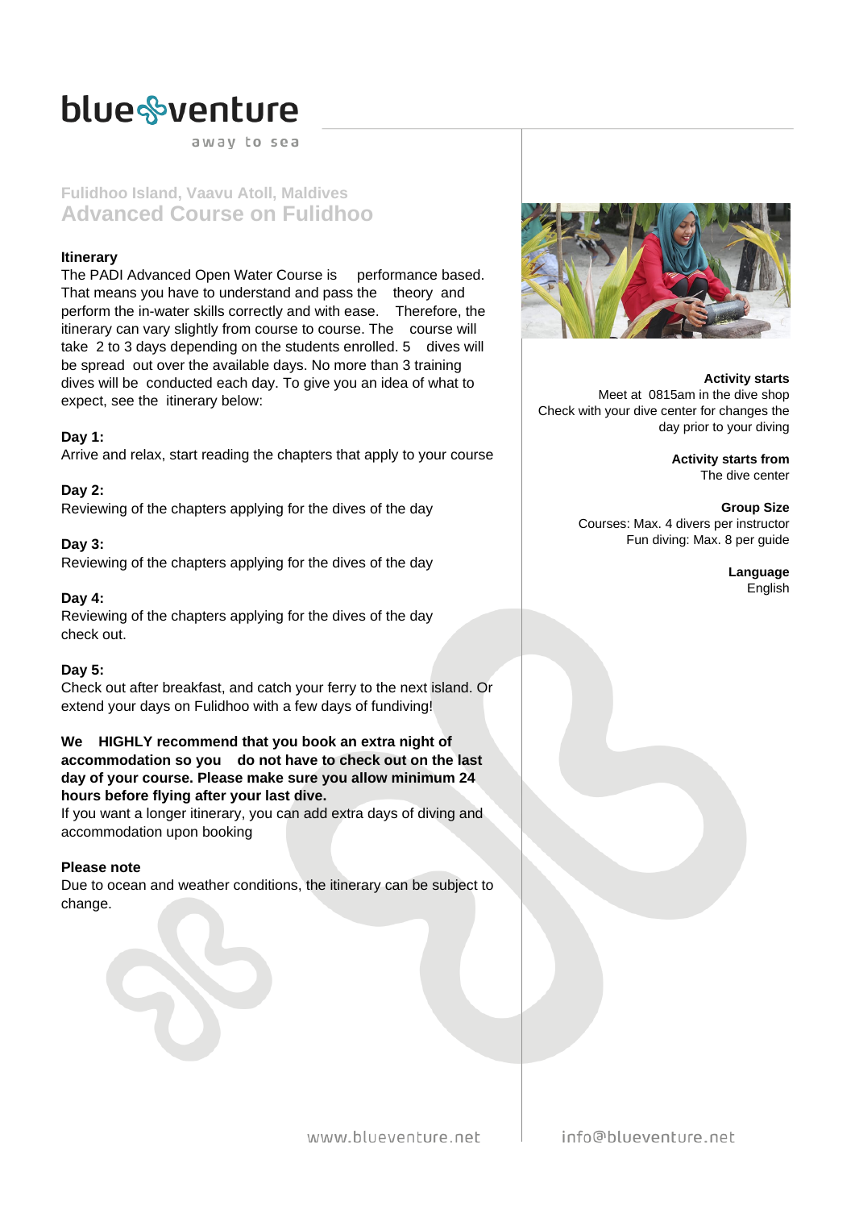# blue venture

away to sea

Fulidhoo Island, Vaavu Atoll, Maldives

## Advanced Course on Fulidhoo

**Itinerary**

The PADI Advanced Open Water Course is performance based. That means you have to understand and pass the theory and perform the in-water skills correctly and with ease. Therefore, the itinerary can vary slightly from course to course. The course will take 2 to 3 days depending on the students enrolled. 5 dives will be spread out over the available days. No more than 3 training dives will be conducted each day. To give you an idea of what to expect, see the itinerary below:

**Day 1:**
Arrive and relax, start reading the chapters that apply to your course

**Day 2:**
Reviewing of the chapters applying for the dives of the day

**Day 3:**
Reviewing of the chapters applying for the dives of the day

**Day 4:**
Reviewing of the chapters applying for the dives of the day
check out.

**Day 5:**
Check out after breakfast, and catch your ferry to the next island. Or extend your days on Fulidhoo with a few days of fundiving!

**We HIGHLY recommend that you book an extra night of accommodation so you do not have to check out on the last day of your course. Please make sure you allow minimum 24 hours before flying after your last dive.**
If you want a longer itinerary, you can add extra days of diving and accommodation upon booking

**Please note**
Due to ocean and weather conditions, the itinerary can be subject to change.

**Activity starts**
Meet at 0815am in the dive shop
Check with your dive center for changes the day prior to your diving

**Activity starts from**
The dive center

**Group Size**
Courses: Max. 4 divers per instructor
Fun diving: Max. 8 per guide

**Language**
English

www.blueventure.net info@blueventure.net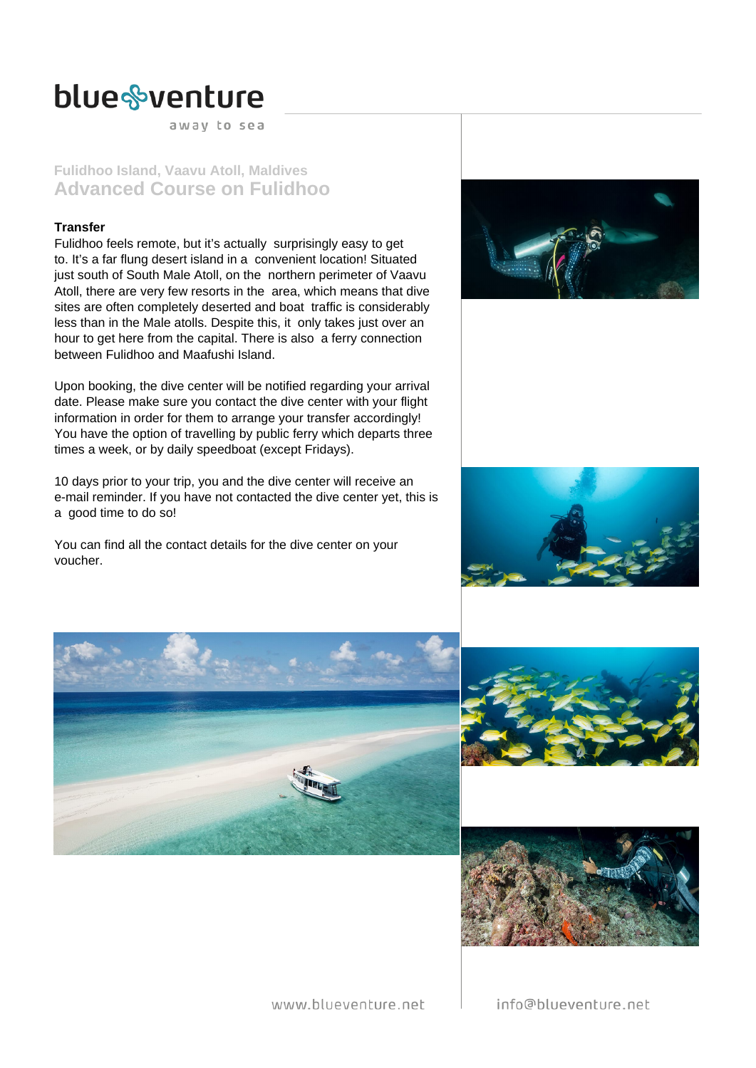Fulidhoo Island, Vaavu Atoll, Maldives

# Advanced Course on Fulidhoo

**Transfer**

Fulidhoo feels remote, but it's actually surprisingly easy to get to. It's a far flung desert island in a convenient location! Situated just south of South Male Atoll, on the northern perimeter of Vaavu Atoll, there are very few resorts in the area, which means that dive sites are often completely deserted and boat traffic is considerably less than in the Male atolls. Despite this, it only takes just over an hour to get here from the capital. There is also a ferry connection between Fulidhoo and Maafushi Island.

Upon booking, the dive center will be notified regarding your arrival date. Please make sure you contact the dive center with your flight information in order for them to arrange your transfer accordingly! You have the option of travelling by public ferry which departs three times a week, or by daily speedboat (except Fridays).

10 days prior to your trip, you and the dive center will receive an e-mail reminder. If you have not contacted the dive center yet, this is a good time to do so!

You can find all the contact details for the dive center on your voucher.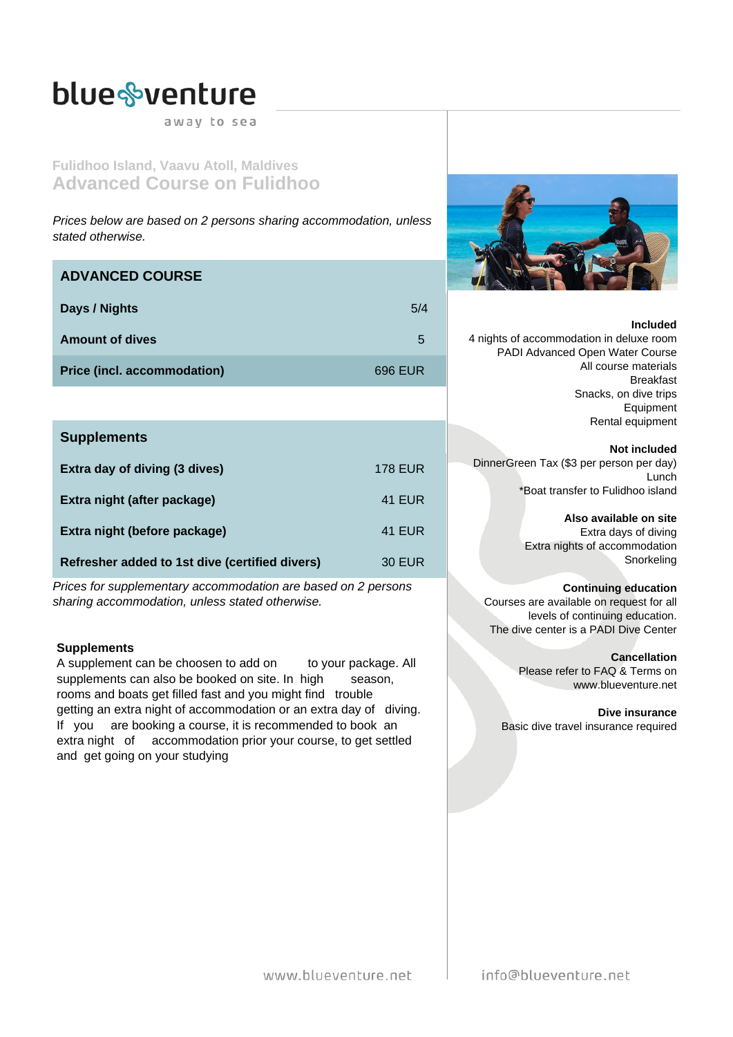blue venture

away to sea

Fulidhoo Island, Vaavu Atoll, Maldives

## Advanced Course on Fulidhoo

*Prices below are based on 2 persons sharing accommodation, unless stated otherwise.*

| ADVANCED COURSE | |
|---|---|
| **Days / Nights** | 5/4 |
| **Amount of dives** | 5 |
| **Price (incl. accommodation)** | 696 EUR |

| Supplements | |
|---|---|
| **Extra day of diving (3 dives)** | 178 EUR |
| **Extra night (after package)** | 41 EUR |
| **Extra night (before package)** | 41 EUR |
| **Refresher added to 1st dive (certified divers)** | 30 EUR |

*Prices for supplementary accommodation are based on 2 persons sharing accommodation, unless stated otherwise.*

**Supplements**

A supplement can be choosen to add on to your package. All supplements can also be booked on site. In high season, rooms and boats get filled fast and you might find trouble getting an extra night of accommodation or an extra day of diving. If you are booking a course, it is recommended to book an extra night of accommodation prior your course, to get settled and get going on your studying

**Included**

4 nights of accommodation in deluxe room
PADI Advanced Open Water Course
All course materials
Breakfast
Snacks, on dive trips
Equipment
Rental equipment

**Not included**

DinnerGreen Tax ($3 per person per day)
Lunch
*Boat transfer to Fulidhoo island

**Also available on site**

Extra days of diving
Extra nights of accommodation
Snorkeling

**Continuing education**

Courses are available on request for all levels of continuing education.
The dive center is a PADI Dive Center

**Cancellation**

Please refer to FAQ & Terms on www.blueventure.net

**Dive insurance**

Basic dive travel insurance required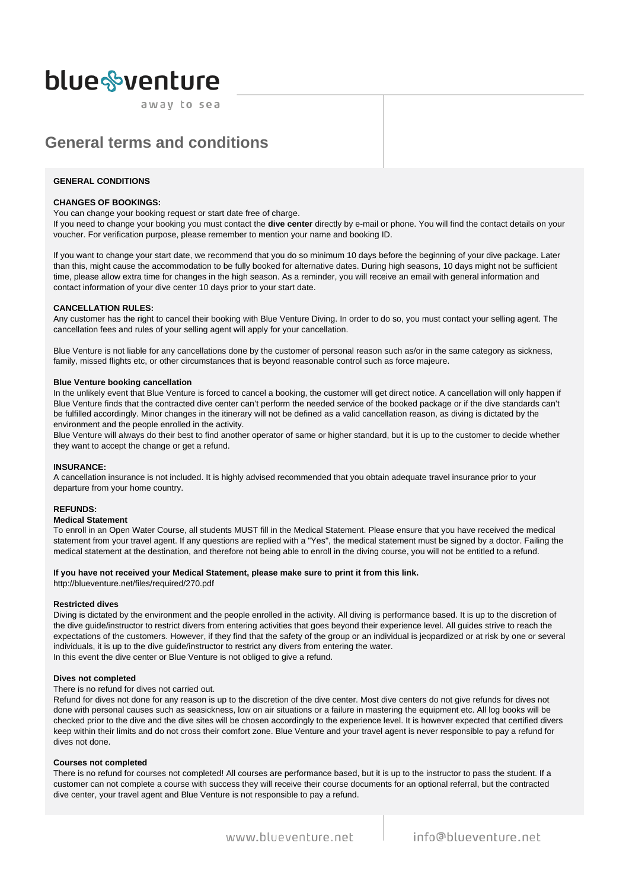blue venture

away to sea

# General terms and conditions

**GENERAL CONDITIONS**

**CHANGES OF BOOKINGS:**

You can change your booking request or start date free of charge.
If you need to change your booking you must contact the **dive center** directly by e-mail or phone. You will find the contact details on your voucher. For verification purpose, please remember to mention your name and booking ID.

If you want to change your start date, we recommend that you do so minimum 10 days before the beginning of your dive package. Later than this, might cause the accommodation to be fully booked for alternative dates. During high seasons, 10 days might not be sufficient time, please allow extra time for changes in the high season. As a reminder, you will receive an email with general information and contact information of your dive center 10 days prior to your start date.

**CANCELLATION RULES:**

Any customer has the right to cancel their booking with Blue Venture Diving. In order to do so, you must contact your selling agent. The cancellation fees and rules of your selling agent will apply for your cancellation.

Blue Venture is not liable for any cancellations done by the customer of personal reason such as/or in the same category as sickness, family, missed flights etc, or other circumstances that is beyond reasonable control such as force majeure.

**Blue Venture booking cancellation**

In the unlikely event that Blue Venture is forced to cancel a booking, the customer will get direct notice. A cancellation will only happen if Blue Venture finds that the contracted dive center can't perform the needed service of the booked package or if the dive standards can't be fulfilled accordingly. Minor changes in the itinerary will not be defined as a valid cancellation reason, as diving is dictated by the environment and the people enrolled in the activity.
Blue Venture will always do their best to find another operator of same or higher standard, but it is up to the customer to decide whether they want to accept the change or get a refund.

**INSURANCE:**

A cancellation insurance is not included. It is highly advised recommended that you obtain adequate travel insurance prior to your departure from your home country.

**REFUNDS:**

**Medical Statement**

To enroll in an Open Water Course, all students MUST fill in the Medical Statement. Please ensure that you have received the medical statement from your travel agent. If any questions are replied with a "Yes", the medical statement must be signed by a doctor. Failing the medical statement at the destination, and therefore not being able to enroll in the diving course, you will not be entitled to a refund.

**If you have not received your Medical Statement, please make sure to print it from this link.**
http://blueventure.net/files/required/270.pdf

**Restricted dives**

Diving is dictated by the environment and the people enrolled in the activity. All diving is performance based. It is up to the discretion of the dive guide/instructor to restrict divers from entering activities that goes beyond their experience level. All guides strive to reach the expectations of the customers. However, if they find that the safety of the group or an individual is jeopardized or at risk by one or several individuals, it is up to the dive guide/instructor to restrict any divers from entering the water.
In this event the dive center or Blue Venture is not obliged to give a refund.

**Dives not completed**

There is no refund for dives not carried out.
Refund for dives not done for any reason is up to the discretion of the dive center. Most dive centers do not give refunds for dives not done with personal causes such as seasickness, low on air situations or a failure in mastering the equipment etc. All log books will be checked prior to the dive and the dive sites will be chosen accordingly to the experience level. It is however expected that certified divers keep within their limits and do not cross their comfort zone. Blue Venture and your travel agent is never responsible to pay a refund for dives not done.

**Courses not completed**

There is no refund for courses not completed! All courses are performance based, but it is up to the instructor to pass the student. If a customer can not complete a course with success they will receive their course documents for an optional referral, but the contracted dive center, your travel agent and Blue Venture is not responsible to pay a refund.

www.blueventure.net info@blueventure.net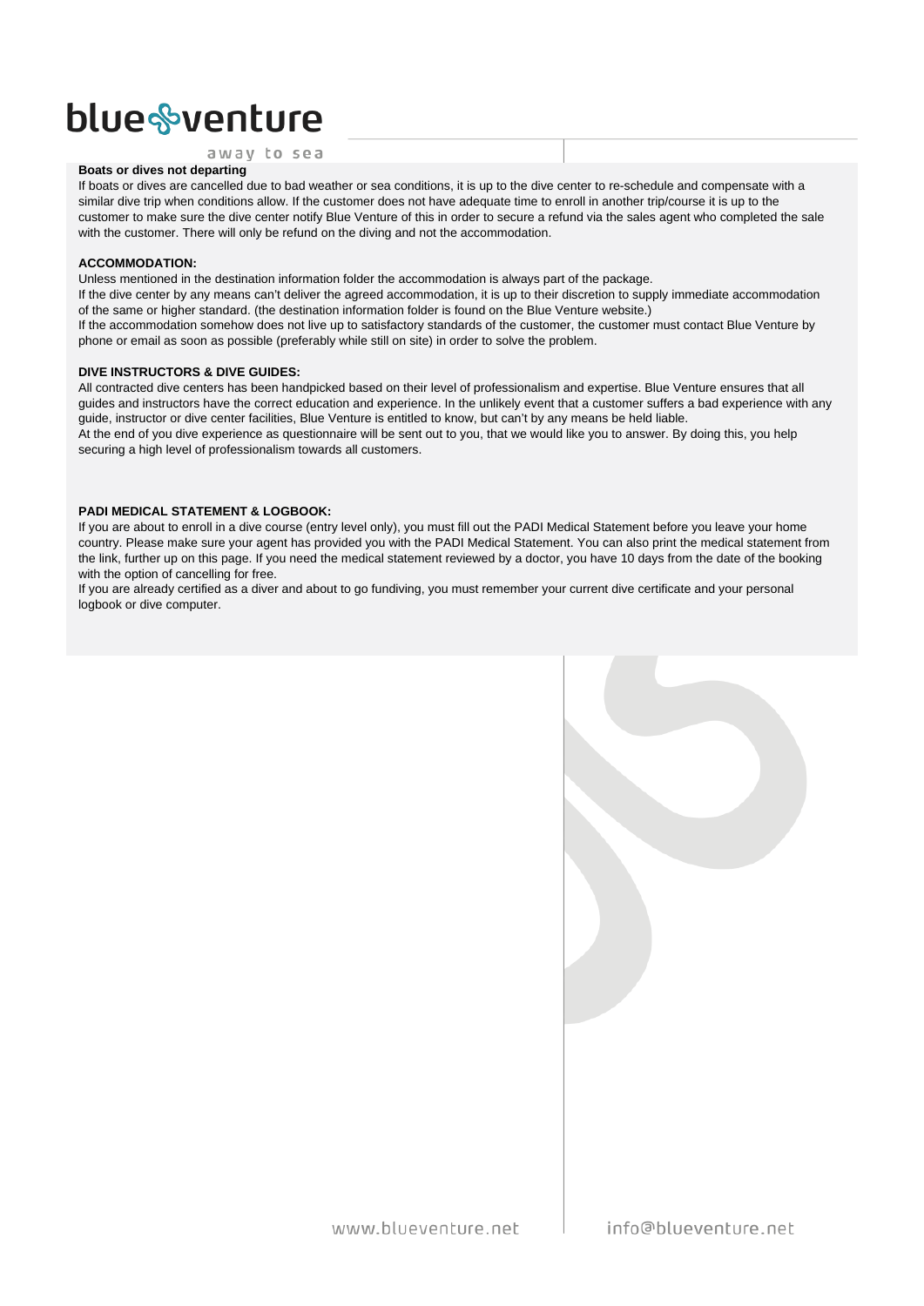### Boats or dives not departing

If boats or dives are cancelled due to bad weather or sea conditions, it is up to the dive center to re-schedule and compensate with a similar dive trip when conditions allow. If the customer does not have adequate time to enroll in another trip/course it is up to the customer to make sure the dive center notify Blue Venture of this in order to secure a refund via the sales agent who completed the sale with the customer. There will only be refund on the diving and not the accommodation.

### ACCOMMODATION:

Unless mentioned in the destination information folder the accommodation is always part of the package.

If the dive center by any means can't deliver the agreed accommodation, it is up to their discretion to supply immediate accommodation of the same or higher standard. (the destination information folder is found on the Blue Venture website.)

If the accommodation somehow does not live up to satisfactory standards of the customer, the customer must contact Blue Venture by phone or email as soon as possible (preferably while still on site) in order to solve the problem.

### DIVE INSTRUCTORS & DIVE GUIDES:

All contracted dive centers has been handpicked based on their level of professionalism and expertise. Blue Venture ensures that all guides and instructors have the correct education and experience. In the unlikely event that a customer suffers a bad experience with any guide, instructor or dive center facilities, Blue Venture is entitled to know, but can't by any means be held liable.

At the end of you dive experience as questionnaire will be sent out to you, that we would like you to answer. By doing this, you help securing a high level of professionalism towards all customers.

### PADI MEDICAL STATEMENT & LOGBOOK:

If you are about to enroll in a dive course (entry level only), you must fill out the PADI Medical Statement before you leave your home country. Please make sure your agent has provided you with the PADI Medical Statement. You can also print the medical statement from the link, further up on this page. If you need the medical statement reviewed by a doctor, you have 10 days from the date of the booking with the option of cancelling for free.

If you are already certified as a diver and about to go fundiving, you must remember your current dive certificate and your personal logbook or dive computer.